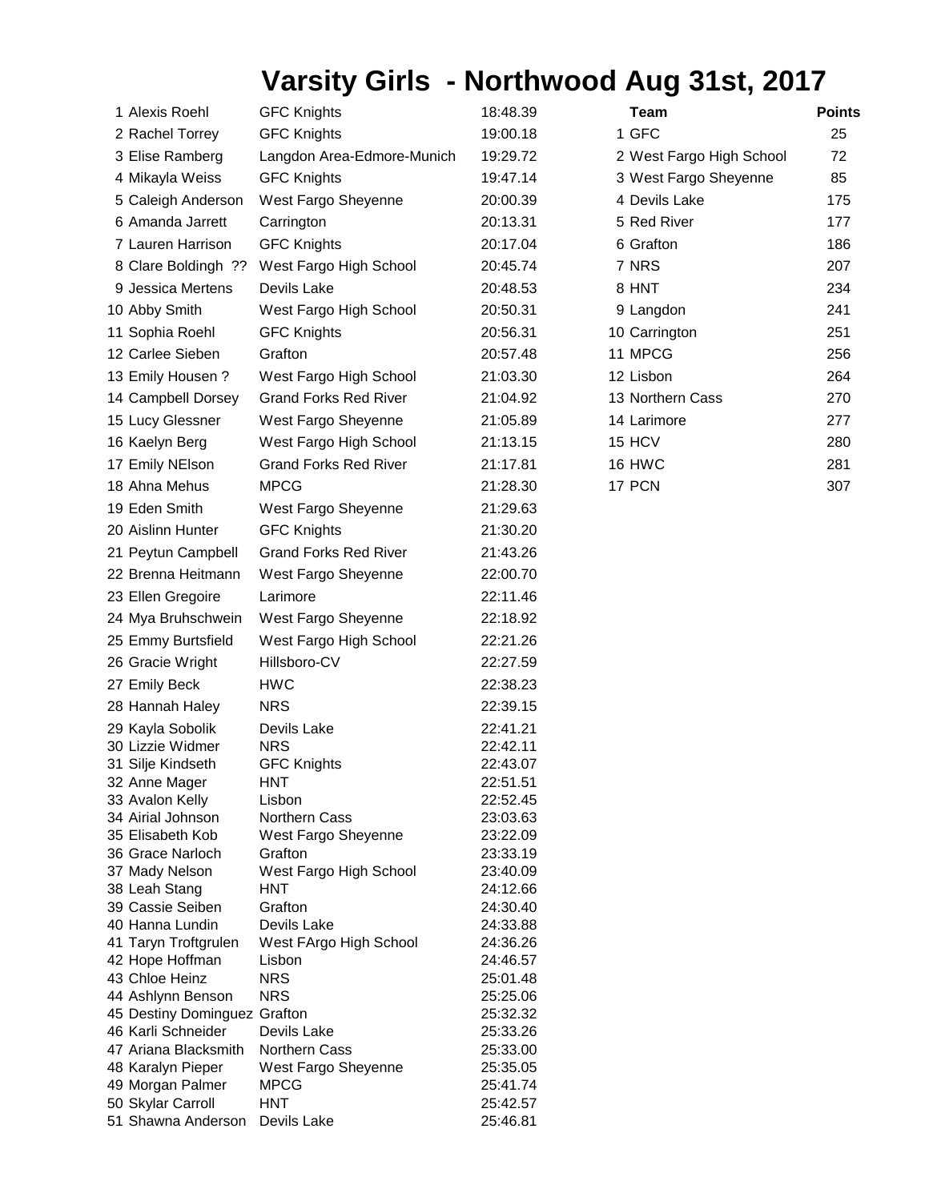# Varsity Girls - Northwood Aug 31st, 2017

| Place | Name | Team | Time |
|---|---|---|---|
| 1 | Alexis Roehl | GFC Knights | 18:48.39 |
| 2 | Rachel Torrey | GFC Knights | 19:00.18 |
| 3 | Elise Ramberg | Langdon Area-Edmore-Munich | 19:29.72 |
| 4 | Mikayla Weiss | GFC Knights | 19:47.14 |
| 5 | Caleigh Anderson | West Fargo Sheyenne | 20:00.39 |
| 6 | Amanda Jarrett | Carrington | 20:13.31 |
| 7 | Lauren Harrison | GFC Knights | 20:17.04 |
| 8 | Clare Boldingh ?? | West Fargo High School | 20:45.74 |
| 9 | Jessica Mertens | Devils Lake | 20:48.53 |
| 10 | Abby Smith | West Fargo High School | 20:50.31 |
| 11 | Sophia Roehl | GFC Knights | 20:56.31 |
| 12 | Carlee Sieben | Grafton | 20:57.48 |
| 13 | Emily Housen ? | West Fargo High School | 21:03.30 |
| 14 | Campbell Dorsey | Grand Forks Red River | 21:04.92 |
| 15 | Lucy Glessner | West Fargo Sheyenne | 21:05.89 |
| 16 | Kaelyn Berg | West Fargo High School | 21:13.15 |
| 17 | Emily NElson | Grand Forks Red River | 21:17.81 |
| 18 | Ahna Mehus | MPCG | 21:28.30 |
| 19 | Eden Smith | West Fargo Sheyenne | 21:29.63 |
| 20 | Aislinn Hunter | GFC Knights | 21:30.20 |
| 21 | Peytun Campbell | Grand Forks Red River | 21:43.26 |
| 22 | Brenna Heitmann | West Fargo Sheyenne | 22:00.70 |
| 23 | Ellen Gregoire | Larimore | 22:11.46 |
| 24 | Mya Bruhschwein | West Fargo Sheyenne | 22:18.92 |
| 25 | Emmy Burtsfield | West Fargo High School | 22:21.26 |
| 26 | Gracie Wright | Hillsboro-CV | 22:27.59 |
| 27 | Emily Beck | HWC | 22:38.23 |
| 28 | Hannah Haley | NRS | 22:39.15 |
| 29 | Kayla Sobolik | Devils Lake | 22:41.21 |
| 30 | Lizzie Widmer | NRS | 22:42.11 |
| 31 | Silje Kindseth | GFC Knights | 22:43.07 |
| 32 | Anne Mager | HNT | 22:51.51 |
| 33 | Avalon Kelly | Lisbon | 22:52.45 |
| 34 | Airial Johnson | Northern Cass | 23:03.63 |
| 35 | Elisabeth Kob | West Fargo Sheyenne | 23:22.09 |
| 36 | Grace Narloch | Grafton | 23:33.19 |
| 37 | Mady Nelson | West Fargo High School | 23:40.09 |
| 38 | Leah Stang | HNT | 24:12.66 |
| 39 | Cassie Seiben | Grafton | 24:30.40 |
| 40 | Hanna Lundin | Devils Lake | 24:33.88 |
| 41 | Taryn Troftgrulen | West FArgo High School | 24:36.26 |
| 42 | Hope Hoffman | Lisbon | 24:46.57 |
| 43 | Chloe Heinz | NRS | 25:01.48 |
| 44 | Ashlynn Benson | NRS | 25:25.06 |
| 45 | Destiny Dominguez | Grafton | 25:32.32 |
| 46 | Karli Schneider | Devils Lake | 25:33.26 |
| 47 | Ariana Blacksmith | Northern Cass | 25:33.00 |
| 48 | Karalyn Pieper | West Fargo Sheyenne | 25:35.05 |
| 49 | Morgan Palmer | MPCG | 25:41.74 |
| 50 | Skylar Carroll | HNT | 25:42.57 |
| 51 | Shawna Anderson | Devils Lake | 25:46.81 |

| Place | Team | Points |
|---|---|---|
| 1 | GFC | 25 |
| 2 | West Fargo High School | 72 |
| 3 | West Fargo Sheyenne | 85 |
| 4 | Devils Lake | 175 |
| 5 | Red River | 177 |
| 6 | Grafton | 186 |
| 7 | NRS | 207 |
| 8 | HNT | 234 |
| 9 | Langdon | 241 |
| 10 | Carrington | 251 |
| 11 | MPCG | 256 |
| 12 | Lisbon | 264 |
| 13 | Northern Cass | 270 |
| 14 | Larimore | 277 |
| 15 | HCV | 280 |
| 16 | HWC | 281 |
| 17 | PCN | 307 |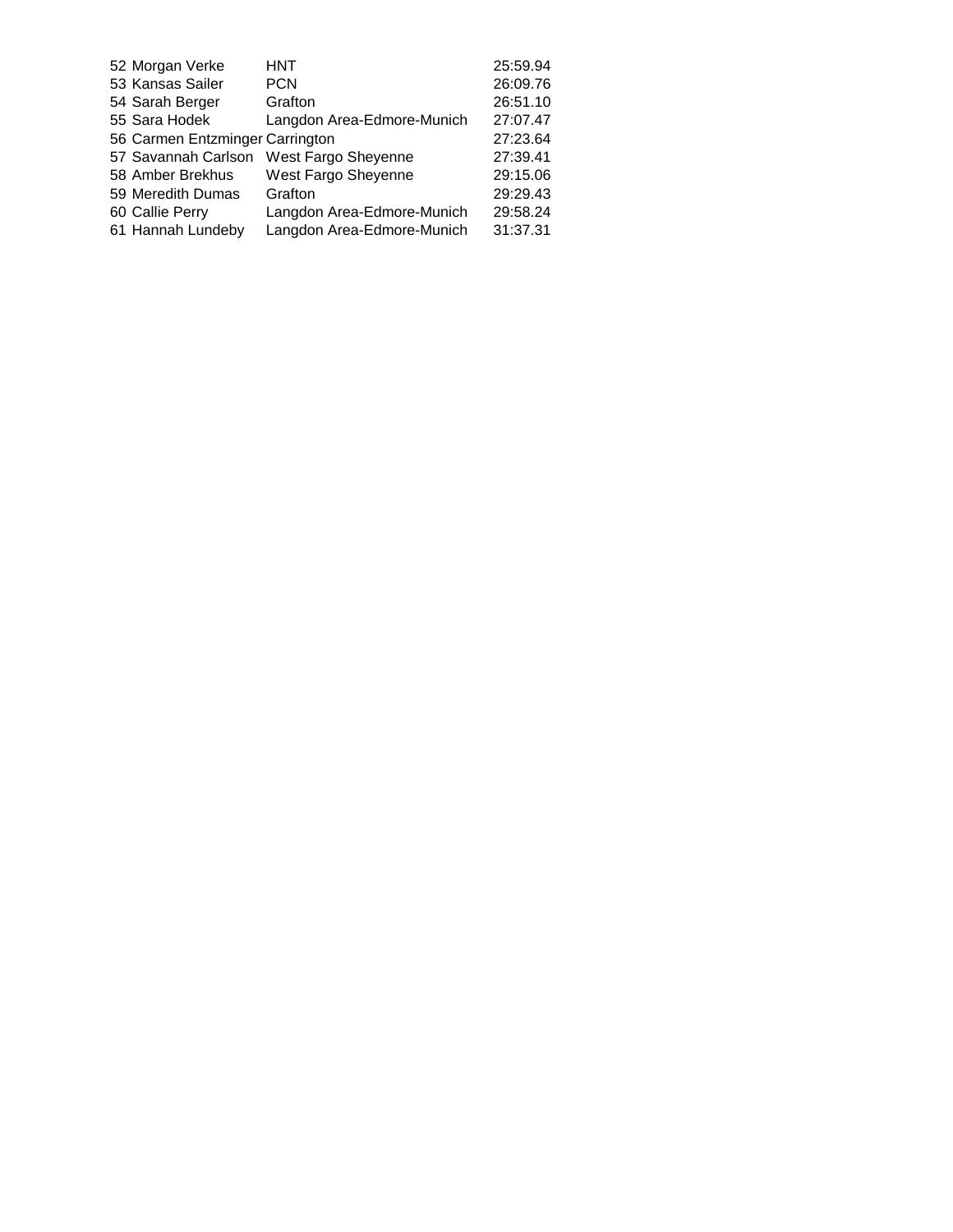| | | | |
|---|---|---|---|
| 52 | Morgan Verke | HNT | 25:59.94 |
| 53 | Kansas Sailer | PCN | 26:09.76 |
| 54 | Sarah Berger | Grafton | 26:51.10 |
| 55 | Sara Hodek | Langdon Area-Edmore-Munich | 27:07.47 |
| 56 | Carmen Entzminger | Carrington | 27:23.64 |
| 57 | Savannah Carlson | West Fargo Sheyenne | 27:39.41 |
| 58 | Amber Brekhus | West Fargo Sheyenne | 29:15.06 |
| 59 | Meredith Dumas | Grafton | 29:29.43 |
| 60 | Callie Perry | Langdon Area-Edmore-Munich | 29:58.24 |
| 61 | Hannah Lundeby | Langdon Area-Edmore-Munich | 31:37.31 |